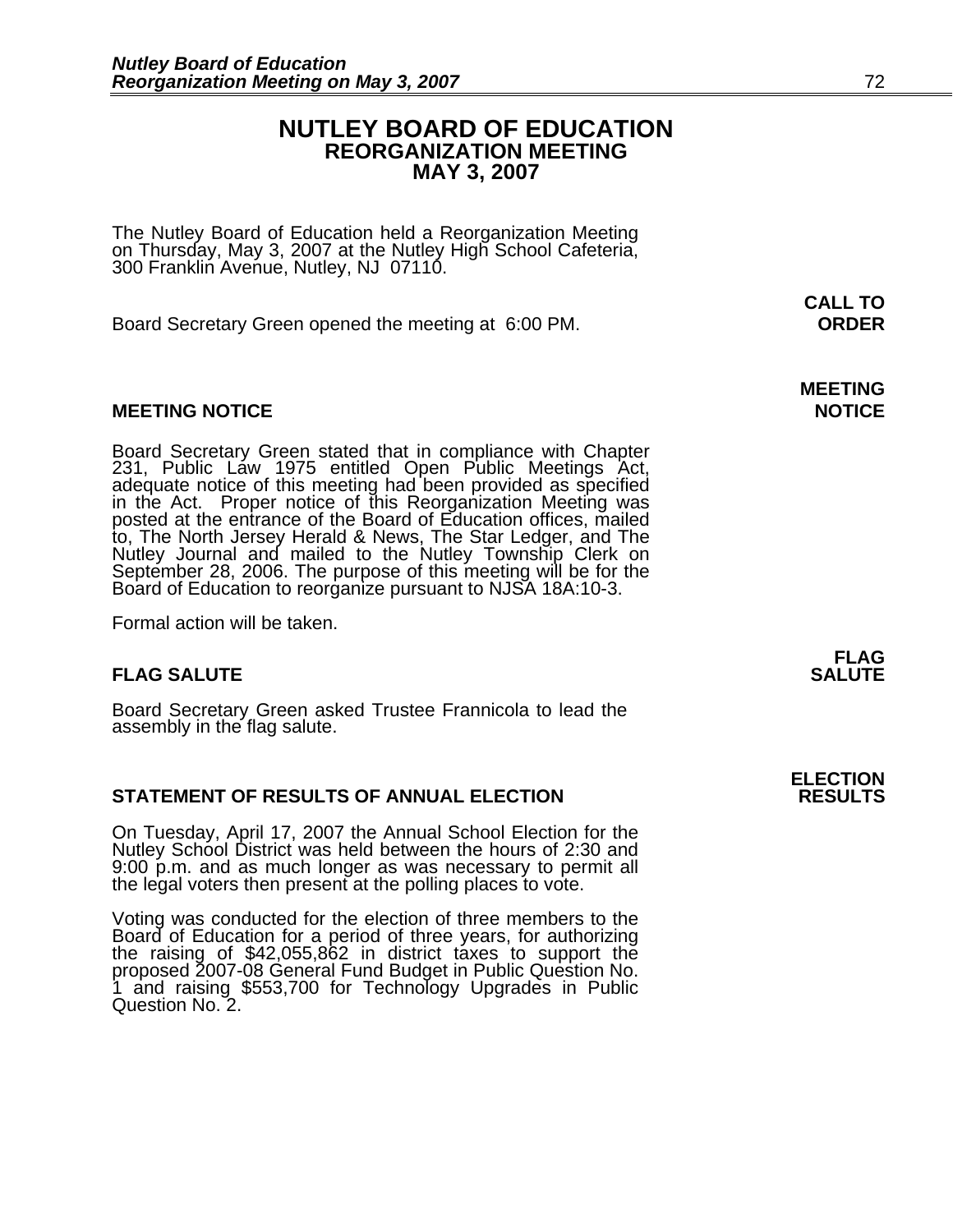# NUTLEY BOARD OF EDUCATION
## REORGANIZATION MEETING
## MAY 3, 2007

The Nutley Board of Education held a Reorganization Meeting on Thursday, May 3, 2007 at the Nutley High School Cafeteria, 300 Franklin Avenue, Nutley, NJ 07110.

**CALL TO ORDER**

Board Secretary Green opened the meeting at 6:00 PM.

**MEETING NOTICE**

### MEETING NOTICE

Board Secretary Green stated that in compliance with Chapter 231, Public Law 1975 entitled Open Public Meetings Act, adequate notice of this meeting had been provided as specified in the Act. Proper notice of this Reorganization Meeting was posted at the entrance of the Board of Education offices, mailed to, The North Jersey Herald & News, The Star Ledger, and The Nutley Journal and mailed to the Nutley Township Clerk on September 28, 2006. The purpose of this meeting will be for the Board of Education to reorganize pursuant to NJSA 18A:10-3.

Formal action will be taken.

**FLAG SALUTE**

### FLAG SALUTE

Board Secretary Green asked Trustee Frannicola to lead the assembly in the flag salute.

**ELECTION RESULTS**

### STATEMENT OF RESULTS OF ANNUAL ELECTION

On Tuesday, April 17, 2007 the Annual School Election for the Nutley School District was held between the hours of 2:30 and 9:00 p.m. and as much longer as was necessary to permit all the legal voters then present at the polling places to vote.

Voting was conducted for the election of three members to the Board of Education for a period of three years, for authorizing the raising of $42,055,862 in district taxes to support the proposed 2007-08 General Fund Budget in Public Question No. 1 and raising $553,700 for Technology Upgrades in Public Question No. 2.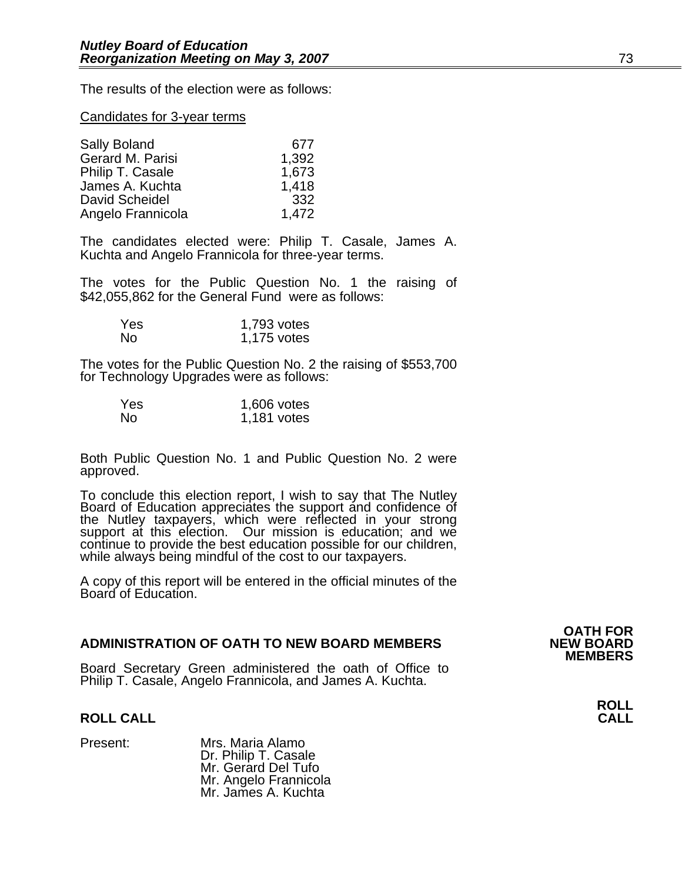The results of the election were as follows:

Candidates for 3-year terms

| | |
|---|---|
| Sally Boland | 677 |
| Gerard M. Parisi | 1,392 |
| Philip T. Casale | 1,673 |
| James A. Kuchta | 1,418 |
| David Scheidel | 332 |
| Angelo Frannicola | 1,472 |

The candidates elected were: Philip T. Casale, James A. Kuchta and Angelo Frannicola for three-year terms.

The votes for the Public Question No. 1 the raising of $42,055,862 for the General Fund were as follows:

| | |
|---|---|
| Yes | 1,793 votes |
| No | 1,175 votes |

The votes for the Public Question No. 2 the raising of $553,700 for Technology Upgrades were as follows:

| | |
|---|---|
| Yes | 1,606 votes |
| No | 1,181 votes |

Both Public Question No. 1 and Public Question No. 2 were approved.

To conclude this election report, I wish to say that The Nutley Board of Education appreciates the support and confidence of the Nutley taxpayers, which were reflected in your strong support at this election. Our mission is education; and we continue to provide the best education possible for our children, while always being mindful of the cost to our taxpayers.

A copy of this report will be entered in the official minutes of the Board of Education.

**OATH FOR NEW BOARD MEMBERS**

**ADMINISTRATION OF OATH TO NEW BOARD MEMBERS**

Board Secretary Green administered the oath of Office to Philip T. Casale, Angelo Frannicola, and James A. Kuchta.

**ROLL CALL**

**ROLL CALL**

Present: Mrs. Maria Alamo
Dr. Philip T. Casale
Mr. Gerard Del Tufo
Mr. Angelo Frannicola
Mr. James A. Kuchta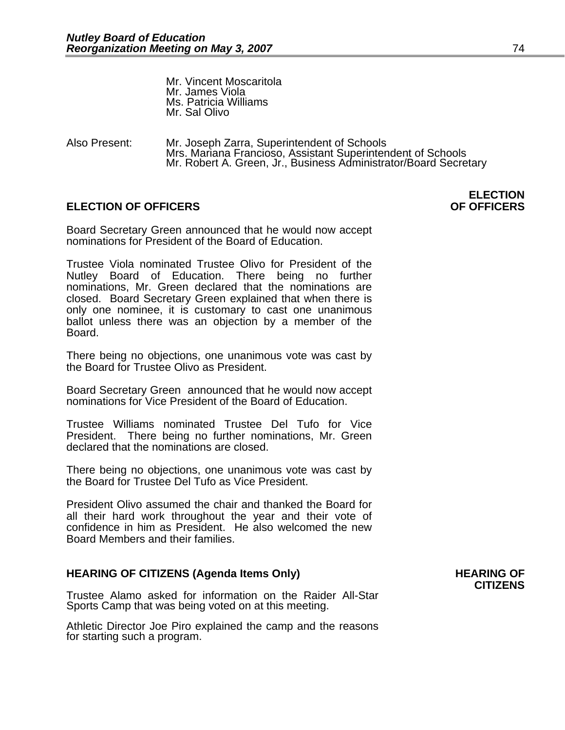Mr. Vincent Moscaritola
Mr. James Viola
Ms. Patricia Williams
Mr. Sal Olivo

Also Present: Mr. Joseph Zarra, Superintendent of Schools
Mrs. Mariana Francioso, Assistant Superintendent of Schools
Mr. Robert A. Green, Jr., Business Administrator/Board Secretary

## ELECTION OF OFFICERS

**ELECTION OF OFFICERS**

Board Secretary Green announced that he would now accept nominations for President of the Board of Education.

Trustee Viola nominated Trustee Olivo for President of the Nutley Board of Education. There being no further nominations, Mr. Green declared that the nominations are closed. Board Secretary Green explained that when there is only one nominee, it is customary to cast one unanimous ballot unless there was an objection by a member of the Board.

There being no objections, one unanimous vote was cast by the Board for Trustee Olivo as President.

Board Secretary Green announced that he would now accept nominations for Vice President of the Board of Education.

Trustee Williams nominated Trustee Del Tufo for Vice President. There being no further nominations, Mr. Green declared that the nominations are closed.

There being no objections, one unanimous vote was cast by the Board for Trustee Del Tufo as Vice President.

President Olivo assumed the chair and thanked the Board for all their hard work throughout the year and their vote of confidence in him as President. He also welcomed the new Board Members and their families.

## HEARING OF CITIZENS (Agenda Items Only)

**HEARING OF CITIZENS**

Trustee Alamo asked for information on the Raider All-Star Sports Camp that was being voted on at this meeting.

Athletic Director Joe Piro explained the camp and the reasons for starting such a program.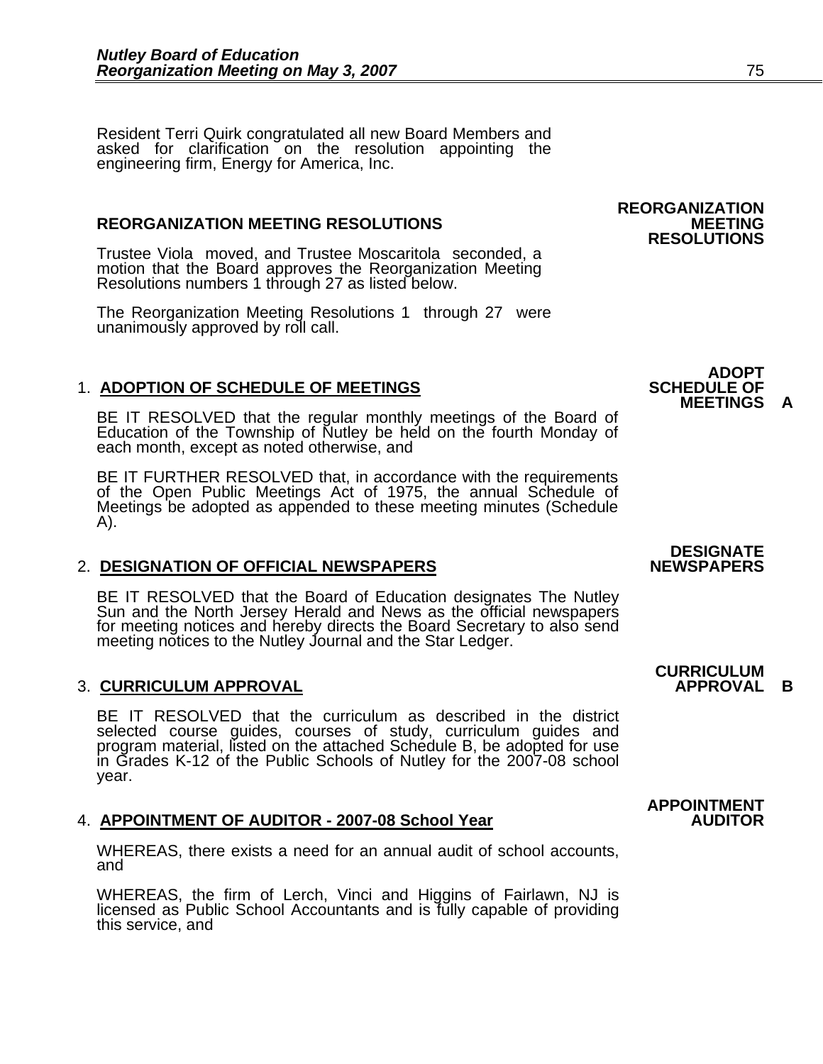Resident Terri Quirk congratulated all new Board Members and asked for clarification on the resolution appointing the engineering firm, Energy for America, Inc.

## REORGANIZATION MEETING RESOLUTIONS

**REORGANIZATION MEETING RESOLUTIONS**

Trustee Viola moved, and Trustee Moscaritola seconded, a motion that the Board approves the Reorganization Meeting Resolutions numbers 1 through 27 as listed below.

The Reorganization Meeting Resolutions 1 through 27 were unanimously approved by roll call.

### 1. ADOPTION OF SCHEDULE OF MEETINGS

**ADOPT SCHEDULE OF MEETINGS A**

BE IT RESOLVED that the regular monthly meetings of the Board of Education of the Township of Nutley be held on the fourth Monday of each month, except as noted otherwise, and

BE IT FURTHER RESOLVED that, in accordance with the requirements of the Open Public Meetings Act of 1975, the annual Schedule of Meetings be adopted as appended to these meeting minutes (Schedule A).

### 2. DESIGNATION OF OFFICIAL NEWSPAPERS

**DESIGNATE NEWSPAPERS**

BE IT RESOLVED that the Board of Education designates The Nutley Sun and the North Jersey Herald and News as the official newspapers for meeting notices and hereby directs the Board Secretary to also send meeting notices to the Nutley Journal and the Star Ledger.

### 3. CURRICULUM APPROVAL

**CURRICULUM APPROVAL B**

BE IT RESOLVED that the curriculum as described in the district selected course guides, courses of study, curriculum guides and program material, listed on the attached Schedule B, be adopted for use in Grades K-12 of the Public Schools of Nutley for the 2007-08 school year.

### 4. APPOINTMENT OF AUDITOR - 2007-08 School Year

**APPOINTMENT AUDITOR**

WHEREAS, there exists a need for an annual audit of school accounts, and

WHEREAS, the firm of Lerch, Vinci and Higgins of Fairlawn, NJ is licensed as Public School Accountants and is fully capable of providing this service, and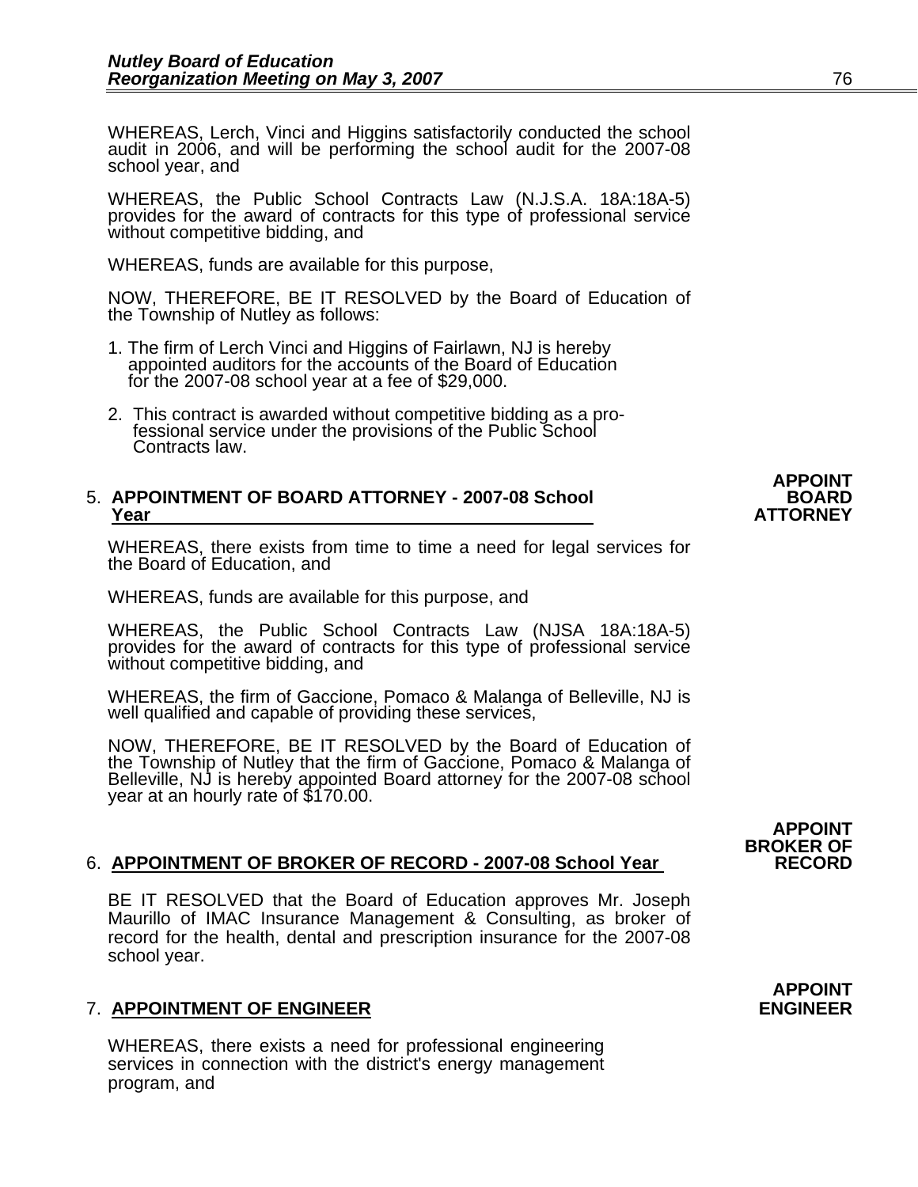WHEREAS, Lerch, Vinci and Higgins satisfactorily conducted the school audit in 2006, and will be performing the school audit for the 2007-08 school year, and

WHEREAS, the Public School Contracts Law (N.J.S.A. 18A:18A-5) provides for the award of contracts for this type of professional service without competitive bidding, and

WHEREAS, funds are available for this purpose,

NOW, THEREFORE, BE IT RESOLVED by the Board of Education of the Township of Nutley as follows:

1. The firm of Lerch Vinci and Higgins of Fairlawn, NJ is hereby appointed auditors for the accounts of the Board of Education for the 2007-08 school year at a fee of $29,000.

2. This contract is awarded without competitive bidding as a professional service under the provisions of the Public School Contracts law.

**APPOINT BOARD ATTORNEY**

5. **APPOINTMENT OF BOARD ATTORNEY - 2007-08 School Year**

WHEREAS, there exists from time to time a need for legal services for the Board of Education, and

WHEREAS, funds are available for this purpose, and

WHEREAS, the Public School Contracts Law (NJSA 18A:18A-5) provides for the award of contracts for this type of professional service without competitive bidding, and

WHEREAS, the firm of Gaccione, Pomaco & Malanga of Belleville, NJ is well qualified and capable of providing these services,

NOW, THEREFORE, BE IT RESOLVED by the Board of Education of the Township of Nutley that the firm of Gaccione, Pomaco & Malanga of Belleville, NJ is hereby appointed Board attorney for the 2007-08 school year at an hourly rate of $170.00.

**APPOINT BROKER OF RECORD**

6. **APPOINTMENT OF BROKER OF RECORD - 2007-08 School Year**

BE IT RESOLVED that the Board of Education approves Mr. Joseph Maurillo of IMAC Insurance Management & Consulting, as broker of record for the health, dental and prescription insurance for the 2007-08 school year.

**APPOINT ENGINEER**

7. **APPOINTMENT OF ENGINEER**

WHEREAS, there exists a need for professional engineering services in connection with the district's energy management program, and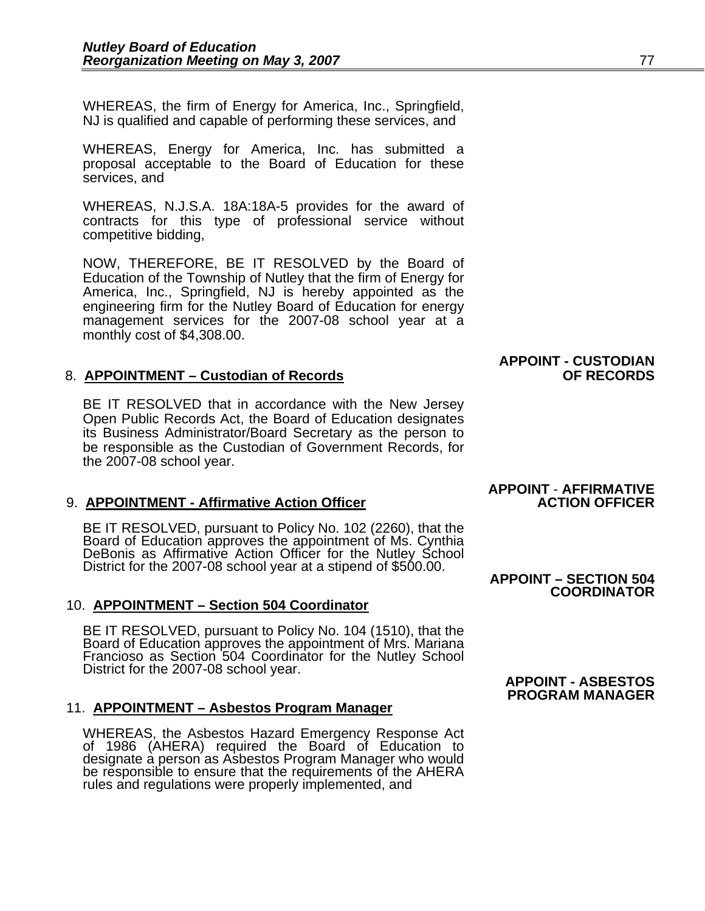WHEREAS, the firm of Energy for America, Inc., Springfield, NJ is qualified and capable of performing these services, and

WHEREAS, Energy for America, Inc. has submitted a proposal acceptable to the Board of Education for these services, and

WHEREAS, N.J.S.A. 18A:18A-5 provides for the award of contracts for this type of professional service without competitive bidding,

NOW, THEREFORE, BE IT RESOLVED by the Board of Education of the Township of Nutley that the firm of Energy for America, Inc., Springfield, NJ is hereby appointed as the engineering firm for the Nutley Board of Education for energy management services for the 2007-08 school year at a monthly cost of $4,308.00.

**APPOINT - CUSTODIAN OF RECORDS**

8. **APPOINTMENT – Custodian of Records**

BE IT RESOLVED that in accordance with the New Jersey Open Public Records Act, the Board of Education designates its Business Administrator/Board Secretary as the person to be responsible as the Custodian of Government Records, for the 2007-08 school year.

**APPOINT - AFFIRMATIVE ACTION OFFICER**

9. **APPOINTMENT - Affirmative Action Officer**

BE IT RESOLVED, pursuant to Policy No. 102 (2260), that the Board of Education approves the appointment of Ms. Cynthia DeBonis as Affirmative Action Officer for the Nutley School District for the 2007-08 school year at a stipend of $500.00.

**APPOINT – SECTION 504 COORDINATOR**

10. **APPOINTMENT – Section 504 Coordinator**

BE IT RESOLVED, pursuant to Policy No. 104 (1510), that the Board of Education approves the appointment of Mrs. Mariana Francioso as Section 504 Coordinator for the Nutley School District for the 2007-08 school year.

**APPOINT - ASBESTOS PROGRAM MANAGER**

11. **APPOINTMENT – Asbestos Program Manager**

WHEREAS, the Asbestos Hazard Emergency Response Act of 1986 (AHERA) required the Board of Education to designate a person as Asbestos Program Manager who would be responsible to ensure that the requirements of the AHERA rules and regulations were properly implemented, and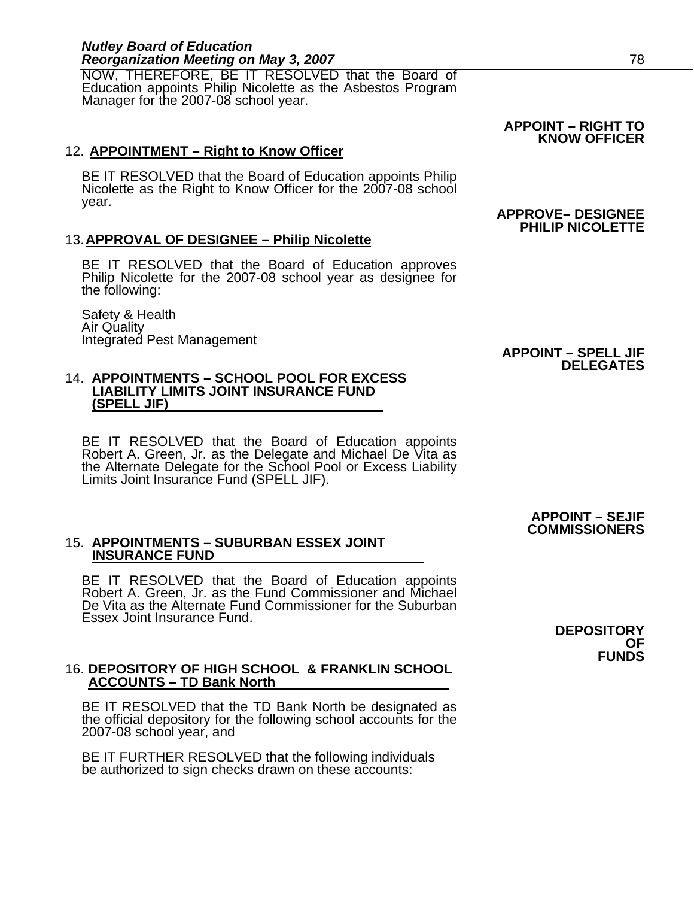NOW, THEREFORE, BE IT RESOLVED that the Board of Education appoints Philip Nicolette as the Asbestos Program Manager for the 2007-08 school year.

**APPOINT – RIGHT TO KNOW OFFICER**

12. **APPOINTMENT – Right to Know Officer**

BE IT RESOLVED that the Board of Education appoints Philip Nicolette as the Right to Know Officer for the 2007-08 school year.

**APPROVE– DESIGNEE PHILIP NICOLETTE**

13. **APPROVAL OF DESIGNEE – Philip Nicolette**

BE IT RESOLVED that the Board of Education approves Philip Nicolette for the 2007-08 school year as designee for the following:

Safety & Health
Air Quality
Integrated Pest Management

**APPOINT – SPELL JIF DELEGATES**

14. **APPOINTMENTS – SCHOOL POOL FOR EXCESS LIABILITY LIMITS JOINT INSURANCE FUND (SPELL JIF)**

BE IT RESOLVED that the Board of Education appoints Robert A. Green, Jr. as the Delegate and Michael De Vita as the Alternate Delegate for the School Pool or Excess Liability Limits Joint Insurance Fund (SPELL JIF).

**APPOINT – SEJIF COMMISSIONERS**

15. **APPOINTMENTS – SUBURBAN ESSEX JOINT INSURANCE FUND**

BE IT RESOLVED that the Board of Education appoints Robert A. Green, Jr. as the Fund Commissioner and Michael De Vita as the Alternate Fund Commissioner for the Suburban Essex Joint Insurance Fund.

**DEPOSITORY OF FUNDS**

16. **DEPOSITORY OF HIGH SCHOOL & FRANKLIN SCHOOL ACCOUNTS – TD Bank North**

BE IT RESOLVED that the TD Bank North be designated as the official depository for the following school accounts for the 2007-08 school year, and

BE IT FURTHER RESOLVED that the following individuals be authorized to sign checks drawn on these accounts: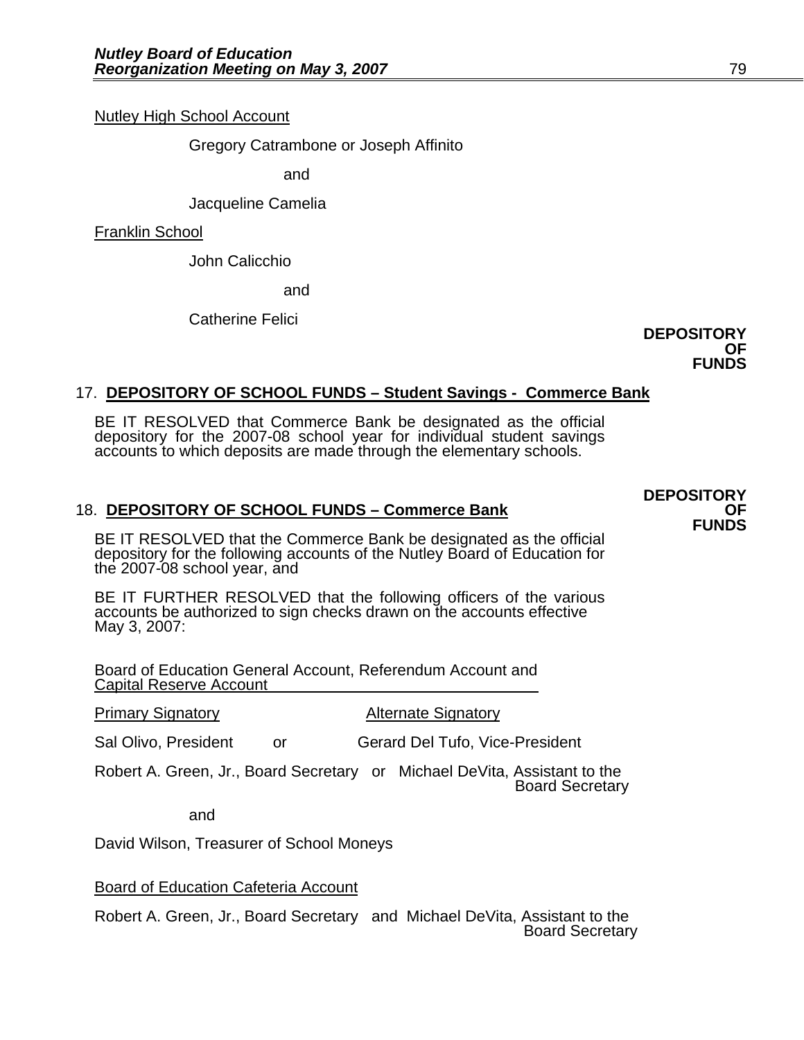Nutley High School Account

Gregory Catrambone or Joseph Affinito

and

Jacqueline Camelia

Franklin School

John Calicchio

and

Catherine Felici

**DEPOSITORY OF FUNDS**

17. **DEPOSITORY OF SCHOOL FUNDS – Student Savings - Commerce Bank**

BE IT RESOLVED that Commerce Bank be designated as the official depository for the 2007-08 school year for individual student savings accounts to which deposits are made through the elementary schools.

**DEPOSITORY OF FUNDS**

18. **DEPOSITORY OF SCHOOL FUNDS – Commerce Bank**

BE IT RESOLVED that the Commerce Bank be designated as the official depository for the following accounts of the Nutley Board of Education for the 2007-08 school year, and

BE IT FURTHER RESOLVED that the following officers of the various accounts be authorized to sign checks drawn on the accounts effective May 3, 2007:

Board of Education General Account, Referendum Account and Capital Reserve Account

| Primary Signatory | | Alternate Signatory |
|---|---|---|
| Sal Olivo, President | or | Gerard Del Tufo, Vice-President |
| Robert A. Green, Jr., Board Secretary | or | Michael DeVita, Assistant to the Board Secretary |

and

David Wilson, Treasurer of School Moneys

Board of Education Cafeteria Account

Robert A. Green, Jr., Board Secretary and Michael DeVita, Assistant to the Board Secretary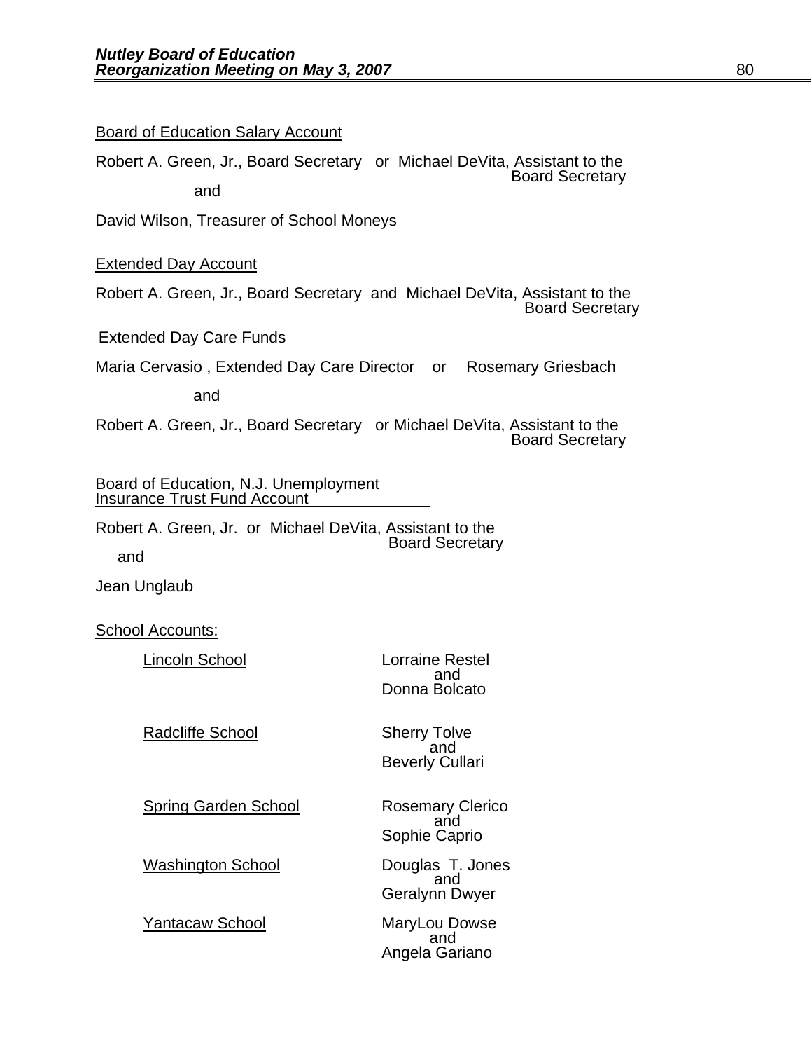<u>Board of Education Salary Account</u>

Robert A. Green, Jr., Board Secretary or Michael DeVita, Assistant to the Board Secretary

and

David Wilson, Treasurer of School Moneys

<u>Extended Day Account</u>

Robert A. Green, Jr., Board Secretary and Michael DeVita, Assistant to the Board Secretary

<u>Extended Day Care Funds</u>

Maria Cervasio , Extended Day Care Director or Rosemary Griesbach

and

Robert A. Green, Jr., Board Secretary or Michael DeVita, Assistant to the Board Secretary

<u>Board of Education, N.J. Unemployment Insurance Trust Fund Account</u>

Robert A. Green, Jr. or Michael DeVita, Assistant to the Board Secretary

and

Jean Unglaub

<u>School Accounts:</u>

| | |
|---|---|
| <u>Lincoln School</u> | Lorraine Restel and Donna Bolcato |
| <u>Radcliffe School</u> | Sherry Tolve and Beverly Cullari |
| <u>Spring Garden School</u> | Rosemary Clerico and Sophie Caprio |
| <u>Washington School</u> | Douglas T. Jones and Geralynn Dwyer |
| <u>Yantacaw School</u> | MaryLou Dowse and Angela Gariano |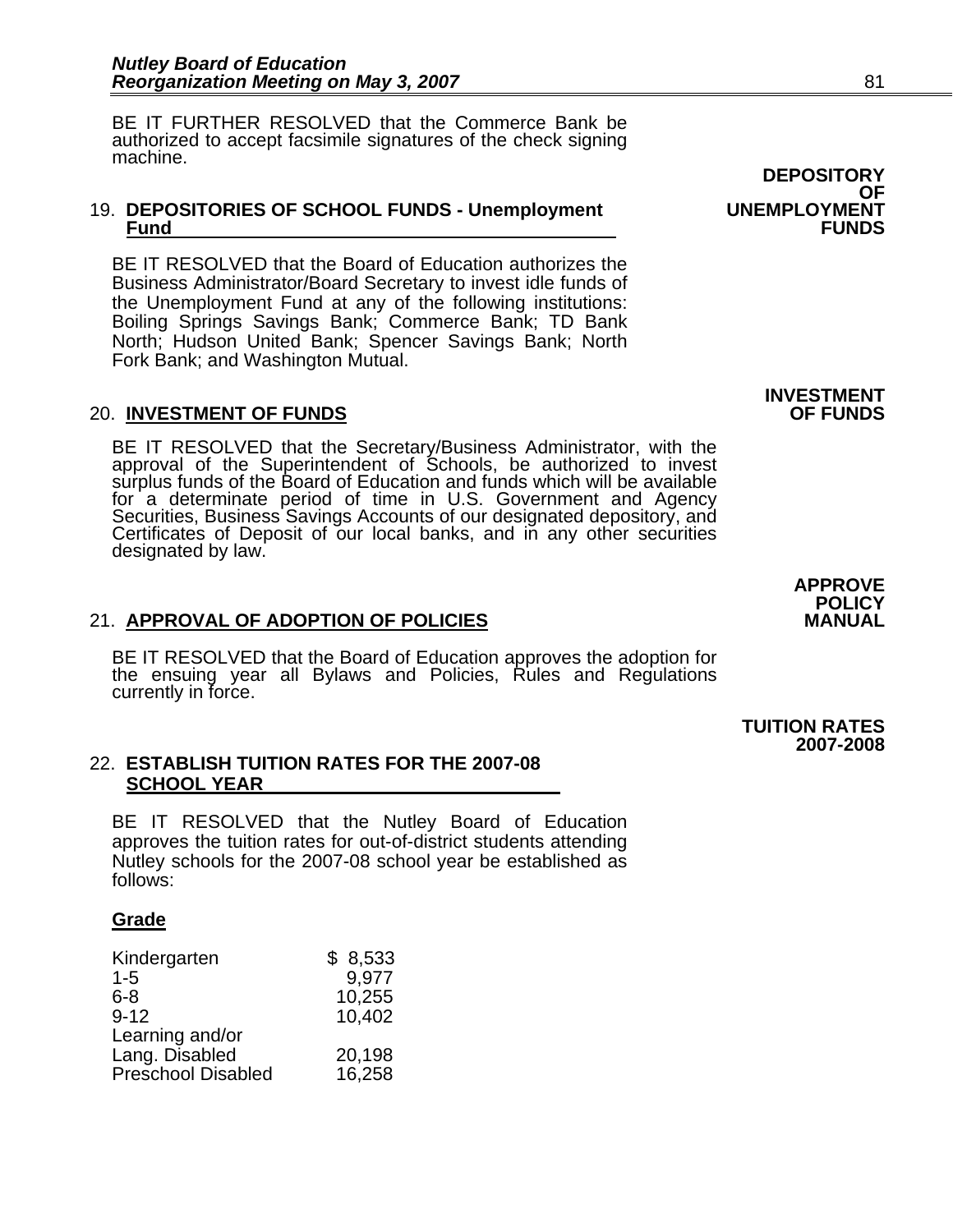BE IT FURTHER RESOLVED that the Commerce Bank be authorized to accept facsimile signatures of the check signing machine.

**DEPOSITORY OF UNEMPLOYMENT FUNDS**

19. **DEPOSITORIES OF SCHOOL FUNDS - Unemployment Fund**

BE IT RESOLVED that the Board of Education authorizes the Business Administrator/Board Secretary to invest idle funds of the Unemployment Fund at any of the following institutions: Boiling Springs Savings Bank; Commerce Bank; TD Bank North; Hudson United Bank; Spencer Savings Bank; North Fork Bank; and Washington Mutual.

**INVESTMENT OF FUNDS**

20. **INVESTMENT OF FUNDS**

BE IT RESOLVED that the Secretary/Business Administrator, with the approval of the Superintendent of Schools, be authorized to invest surplus funds of the Board of Education and funds which will be available for a determinate period of time in U.S. Government and Agency Securities, Business Savings Accounts of our designated depository, and Certificates of Deposit of our local banks, and in any other securities designated by law.

**APPROVE POLICY MANUAL**

21. **APPROVAL OF ADOPTION OF POLICIES**

BE IT RESOLVED that the Board of Education approves the adoption for the ensuing year all Bylaws and Policies, Rules and Regulations currently in force.

**TUITION RATES 2007-2008**

22. **ESTABLISH TUITION RATES FOR THE 2007-08 SCHOOL YEAR**

BE IT RESOLVED that the Nutley Board of Education approves the tuition rates for out-of-district students attending Nutley schools for the 2007-08 school year be established as follows:

| **Grade** | |
|---|---|
| Kindergarten | $ 8,533 |
| 1-5 | 9,977 |
| 6-8 | 10,255 |
| 9-12 | 10,402 |
| Learning and/or Lang. Disabled | 20,198 |
| Preschool Disabled | 16,258 |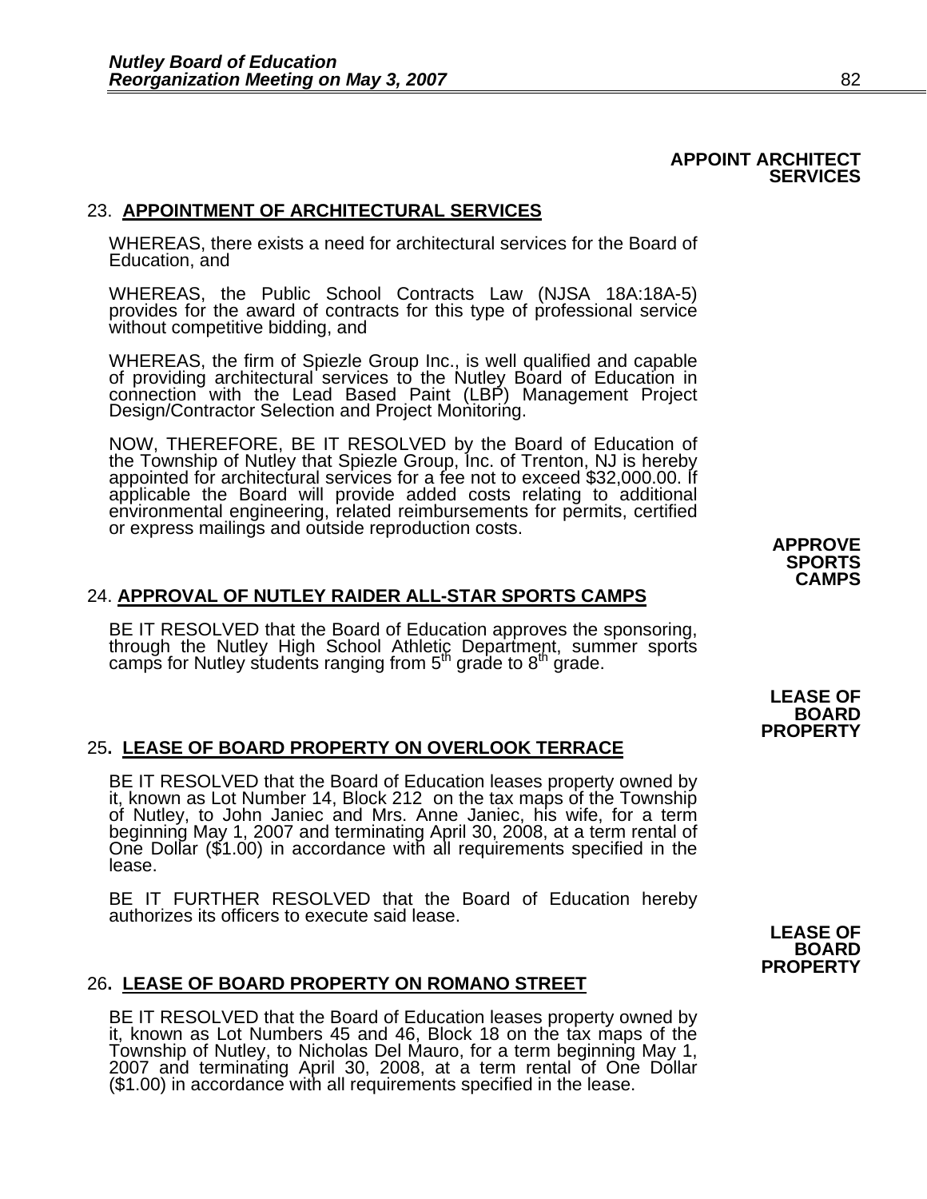**APPOINT ARCHITECT SERVICES**

23. **APPOINTMENT OF ARCHITECTURAL SERVICES**

WHEREAS, there exists a need for architectural services for the Board of Education, and

WHEREAS, the Public School Contracts Law (NJSA 18A:18A-5) provides for the award of contracts for this type of professional service without competitive bidding, and

WHEREAS, the firm of Spiezle Group Inc., is well qualified and capable of providing architectural services to the Nutley Board of Education in connection with the Lead Based Paint (LBP) Management Project Design/Contractor Selection and Project Monitoring.

NOW, THEREFORE, BE IT RESOLVED by the Board of Education of the Township of Nutley that Spiezle Group, Inc. of Trenton, NJ is hereby appointed for architectural services for a fee not to exceed $32,000.00. If applicable the Board will provide added costs relating to additional environmental engineering, related reimbursements for permits, certified or express mailings and outside reproduction costs.

**APPROVE SPORTS CAMPS**

24. **APPROVAL OF NUTLEY RAIDER ALL-STAR SPORTS CAMPS**

BE IT RESOLVED that the Board of Education approves the sponsoring, through the Nutley High School Athletic Department, summer sports camps for Nutley students ranging from 5th grade to 8th grade.

**LEASE OF BOARD PROPERTY**

25. **LEASE OF BOARD PROPERTY ON OVERLOOK TERRACE**

BE IT RESOLVED that the Board of Education leases property owned by it, known as Lot Number 14, Block 212 on the tax maps of the Township of Nutley, to John Janiec and Mrs. Anne Janiec, his wife, for a term beginning May 1, 2007 and terminating April 30, 2008, at a term rental of One Dollar ($1.00) in accordance with all requirements specified in the lease.

BE IT FURTHER RESOLVED that the Board of Education hereby authorizes its officers to execute said lease.

**LEASE OF BOARD PROPERTY**

26. **LEASE OF BOARD PROPERTY ON ROMANO STREET**

BE IT RESOLVED that the Board of Education leases property owned by it, known as Lot Numbers 45 and 46, Block 18 on the tax maps of the Township of Nutley, to Nicholas Del Mauro, for a term beginning May 1, 2007 and terminating April 30, 2008, at a term rental of One Dollar ($1.00) in accordance with all requirements specified in the lease.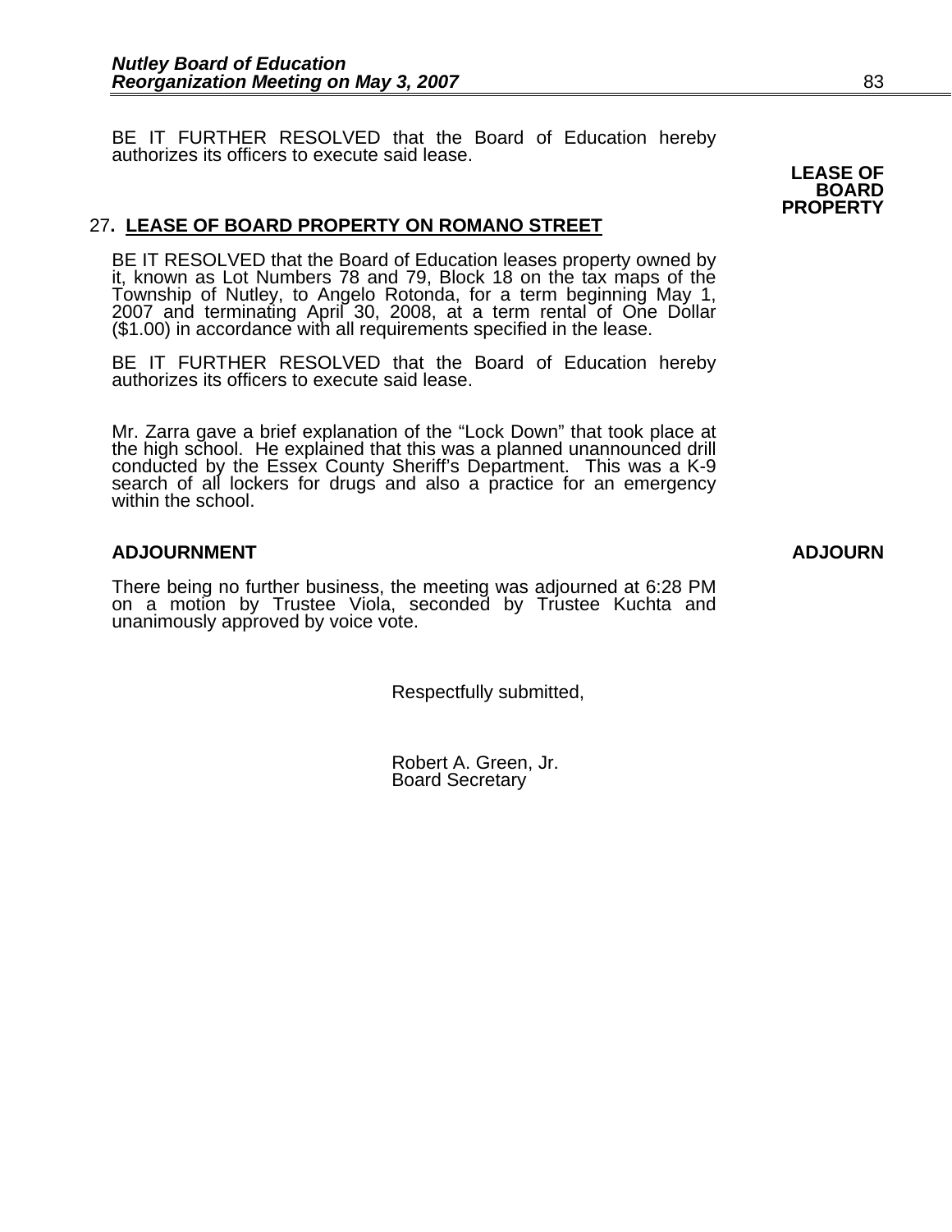BE IT FURTHER RESOLVED that the Board of Education hereby authorizes its officers to execute said lease.

**LEASE OF BOARD PROPERTY**

27**. LEASE OF BOARD PROPERTY ON ROMANO STREET**

BE IT RESOLVED that the Board of Education leases property owned by it, known as Lot Numbers 78 and 79, Block 18 on the tax maps of the Township of Nutley, to Angelo Rotonda, for a term beginning May 1, 2007 and terminating April 30, 2008, at a term rental of One Dollar ($1.00) in accordance with all requirements specified in the lease.

BE IT FURTHER RESOLVED that the Board of Education hereby authorizes its officers to execute said lease.

Mr. Zarra gave a brief explanation of the "Lock Down" that took place at the high school. He explained that this was a planned unannounced drill conducted by the Essex County Sheriff's Department. This was a K-9 search of all lockers for drugs and also a practice for an emergency within the school.

**ADJOURNMENT** **ADJOURN**

There being no further business, the meeting was adjourned at 6:28 PM on a motion by Trustee Viola, seconded by Trustee Kuchta and unanimously approved by voice vote.

Respectfully submitted,

Robert A. Green, Jr.
Board Secretary